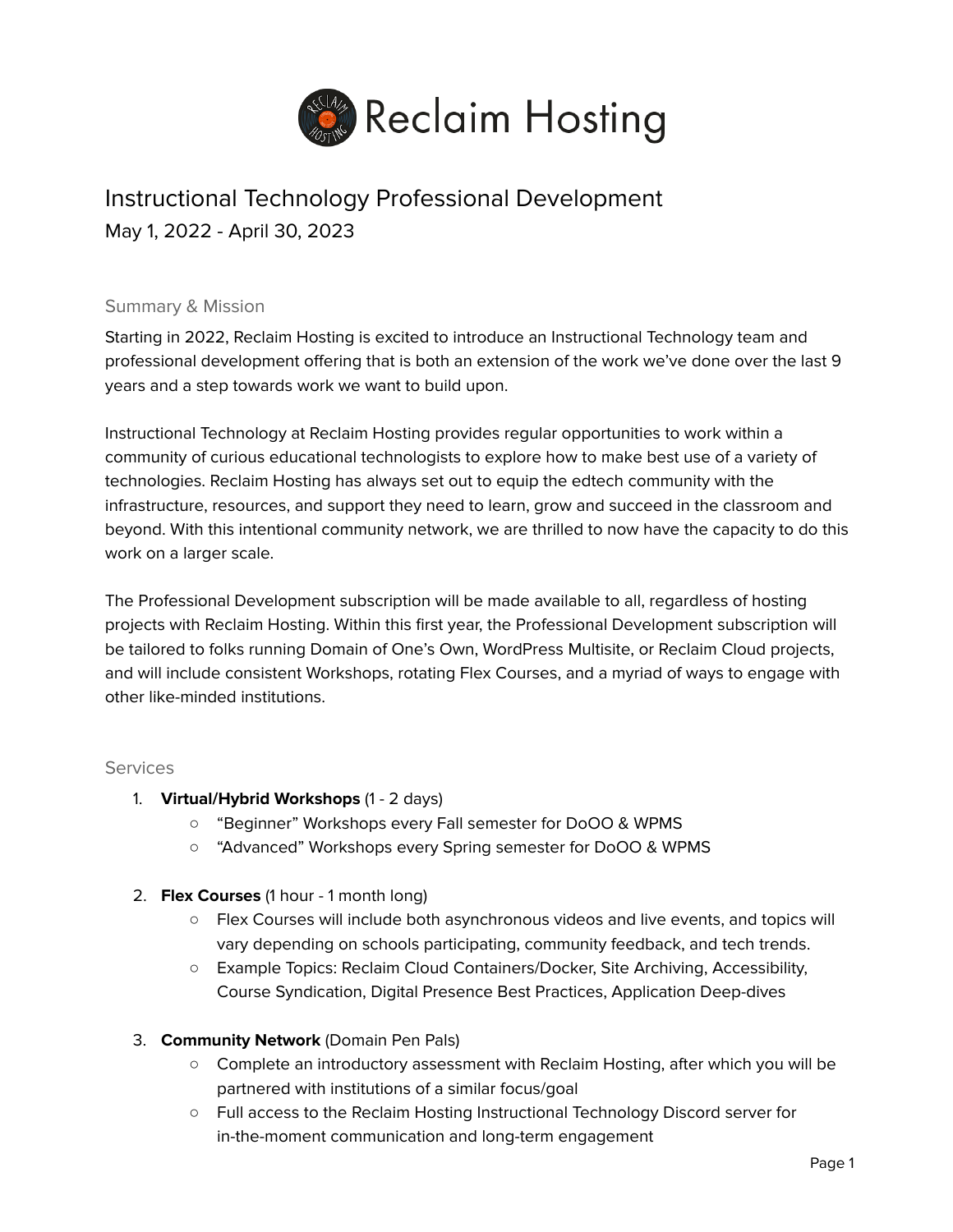# Reclaim Hosting

## Instructional Technology Professional Development

May 1, 2022 - April 30, 2023

### Summary & Mission

Starting in 2022, Reclaim Hosting is excited to introduce an Instructional Technology team and professional development offering that is both an extension of the work we've done over the last 9 years and a step towards work we want to build upon.

Instructional Technology at Reclaim Hosting provides regular opportunities to work within a community of curious educational technologists to explore how to make best use of a variety of technologies. Reclaim Hosting has always set out to equip the edtech community with the infrastructure, resources, and support they need to learn, grow and succeed in the classroom and beyond. With this intentional community network, we are thrilled to now have the capacity to do this work on a larger scale.

The Professional Development subscription will be made available to all, regardless of hosting projects with Reclaim Hosting. Within this first year, the Professional Development subscription will be tailored to folks running Domain of One's Own, WordPress Multisite, or Reclaim Cloud projects, and will include consistent Workshops, rotating Flex Courses, and a myriad of ways to engage with other like-minded institutions.

### Services

1. **Virtual/Hybrid Workshops** (1 - 2 days)
   - "Beginner" Workshops every Fall semester for DoOO & WPMS
   - "Advanced" Workshops every Spring semester for DoOO & WPMS

2. **Flex Courses** (1 hour - 1 month long)
   - Flex Courses will include both asynchronous videos and live events, and topics will vary depending on schools participating, community feedback, and tech trends.
   - Example Topics: Reclaim Cloud Containers/Docker, Site Archiving, Accessibility, Course Syndication, Digital Presence Best Practices, Application Deep-dives

3. **Community Network** (Domain Pen Pals)
   - Complete an introductory assessment with Reclaim Hosting, after which you will be partnered with institutions of a similar focus/goal
   - Full access to the Reclaim Hosting Instructional Technology Discord server for in-the-moment communication and long-term engagement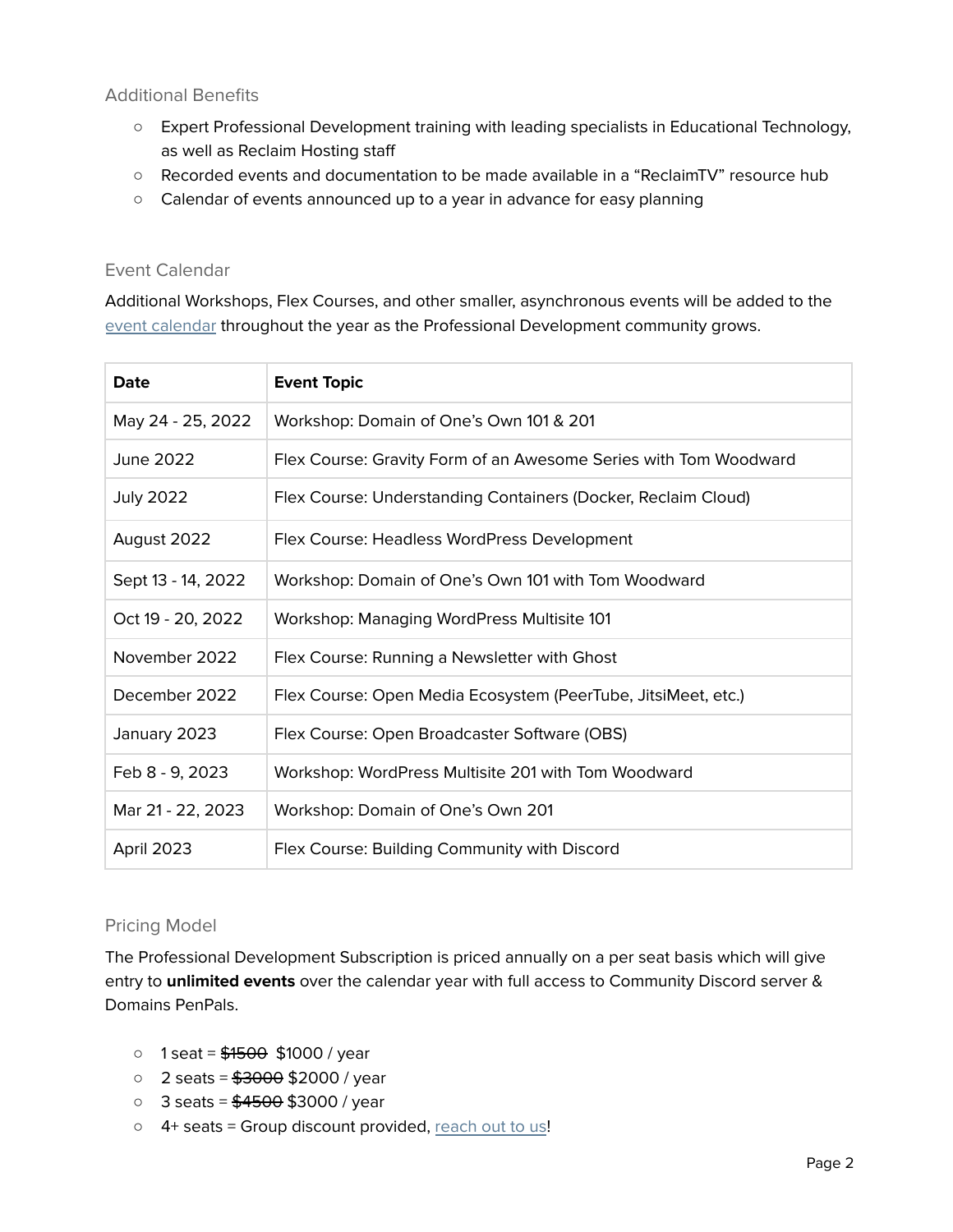## Additional Benefits

- Expert Professional Development training with leading specialists in Educational Technology, as well as Reclaim Hosting staff
- Recorded events and documentation to be made available in a "ReclaimTV" resource hub
- Calendar of events announced up to a year in advance for easy planning

## Event Calendar

Additional Workshops, Flex Courses, and other smaller, asynchronous events will be added to the event calendar throughout the year as the Professional Development community grows.

| Date | Event Topic |
| --- | --- |
| May 24 - 25, 2022 | Workshop: Domain of One's Own 101 & 201 |
| June 2022 | Flex Course: Gravity Form of an Awesome Series with Tom Woodward |
| July 2022 | Flex Course: Understanding Containers (Docker, Reclaim Cloud) |
| August 2022 | Flex Course: Headless WordPress Development |
| Sept 13 - 14, 2022 | Workshop: Domain of One's Own 101 with Tom Woodward |
| Oct 19 - 20, 2022 | Workshop: Managing WordPress Multisite 101 |
| November 2022 | Flex Course: Running a Newsletter with Ghost |
| December 2022 | Flex Course: Open Media Ecosystem (PeerTube, JitsiMeet, etc.) |
| January 2023 | Flex Course: Open Broadcaster Software (OBS) |
| Feb 8 - 9, 2023 | Workshop: WordPress Multisite 201 with Tom Woodward |
| Mar 21 - 22, 2023 | Workshop: Domain of One's Own 201 |
| April 2023 | Flex Course: Building Community with Discord |

## Pricing Model

The Professional Development Subscription is priced annually on a per seat basis which will give entry to **unlimited events** over the calendar year with full access to Community Discord server & Domains PenPals.

- 1 seat = ~~$1500~~ $1000 / year
- 2 seats = ~~$3000~~ $2000 / year
- 3 seats = ~~$4500~~ $3000 / year
- 4+ seats = Group discount provided, reach out to us!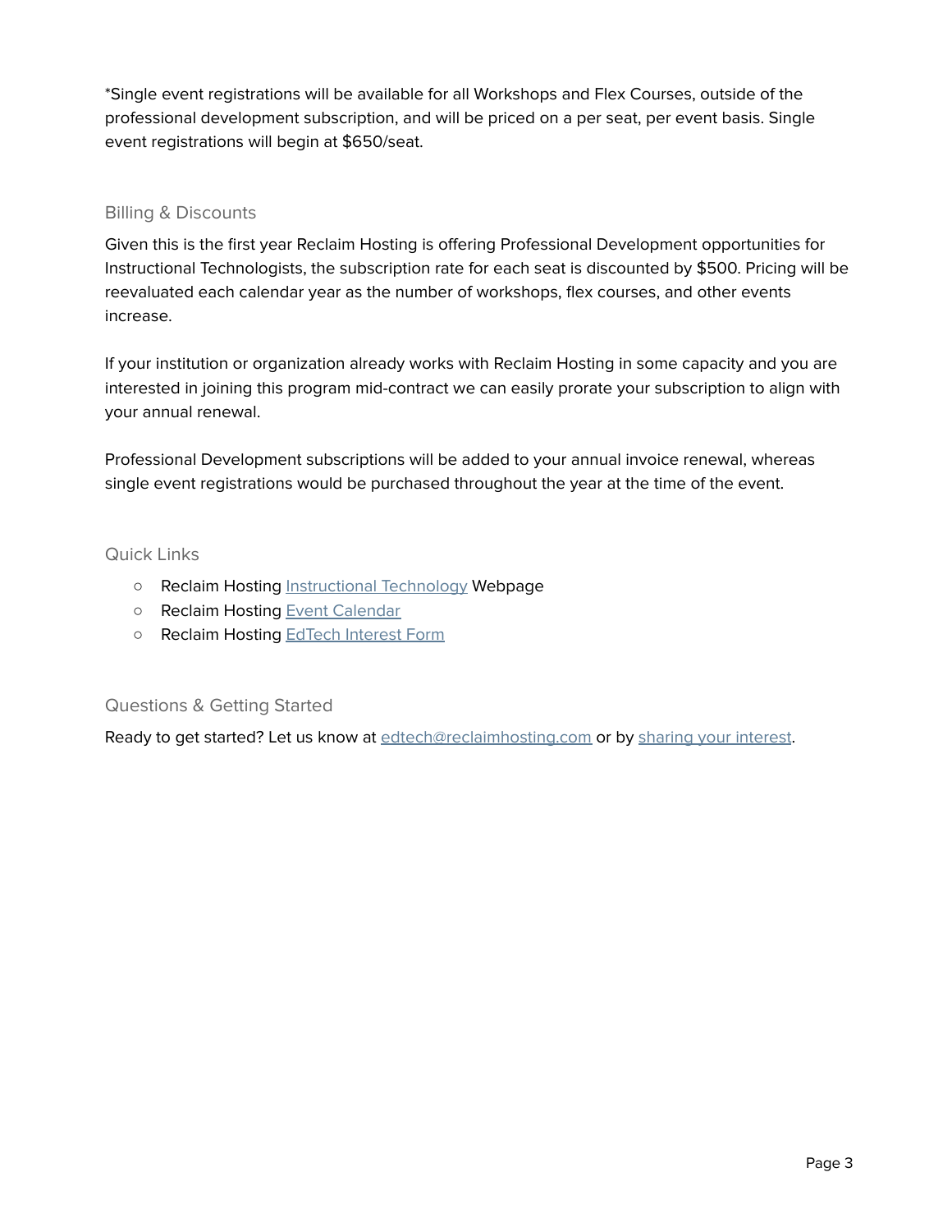*Single event registrations will be available for all Workshops and Flex Courses, outside of the professional development subscription, and will be priced on a per seat, per event basis. Single event registrations will begin at $650/seat.

### Billing & Discounts

Given this is the first year Reclaim Hosting is offering Professional Development opportunities for Instructional Technologists, the subscription rate for each seat is discounted by $500. Pricing will be reevaluated each calendar year as the number of workshops, flex courses, and other events increase.

If your institution or organization already works with Reclaim Hosting in some capacity and you are interested in joining this program mid-contract we can easily prorate your subscription to align with your annual renewal.

Professional Development subscriptions will be added to your annual invoice renewal, whereas single event registrations would be purchased throughout the year at the time of the event.

### Quick Links

- Reclaim Hosting Instructional Technology Webpage
- Reclaim Hosting Event Calendar
- Reclaim Hosting EdTech Interest Form

### Questions & Getting Started

Ready to get started? Let us know at edtech@reclaimhosting.com or by sharing your interest.